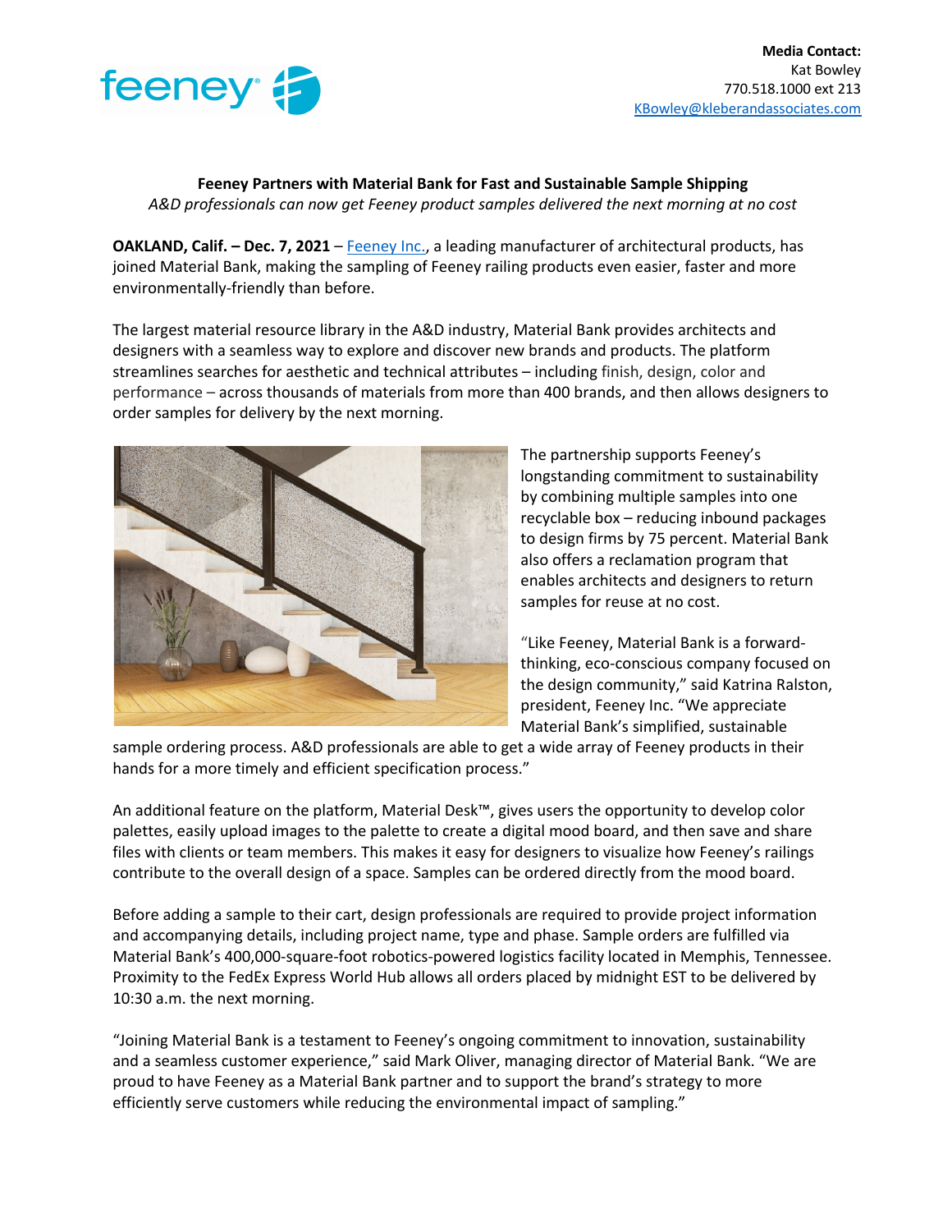feeney

**Media Contact:**
Kat Bowley
770.518.1000 ext 213
KBowley@kleberandassociates.com

**Feeney Partners with Material Bank for Fast and Sustainable Sample Shipping**

*A&D professionals can now get Feeney product samples delivered the next morning at no cost*

**OAKLAND, Calif. – Dec. 7, 2021** – Feeney Inc., a leading manufacturer of architectural products, has joined Material Bank, making the sampling of Feeney railing products even easier, faster and more environmentally-friendly than before.

The largest material resource library in the A&D industry, Material Bank provides architects and designers with a seamless way to explore and discover new brands and products. The platform streamlines searches for aesthetic and technical attributes – including finish, design, color and performance – across thousands of materials from more than 400 brands, and then allows designers to order samples for delivery by the next morning.

The partnership supports Feeney's longstanding commitment to sustainability by combining multiple samples into one recyclable box – reducing inbound packages to design firms by 75 percent. Material Bank also offers a reclamation program that enables architects and designers to return samples for reuse at no cost.

"Like Feeney, Material Bank is a forward-thinking, eco-conscious company focused on the design community," said Katrina Ralston, president, Feeney Inc. "We appreciate Material Bank's simplified, sustainable sample ordering process. A&D professionals are able to get a wide array of Feeney products in their hands for a more timely and efficient specification process."

An additional feature on the platform, Material Desk™, gives users the opportunity to develop color palettes, easily upload images to the palette to create a digital mood board, and then save and share files with clients or team members. This makes it easy for designers to visualize how Feeney's railings contribute to the overall design of a space. Samples can be ordered directly from the mood board.

Before adding a sample to their cart, design professionals are required to provide project information and accompanying details, including project name, type and phase. Sample orders are fulfilled via Material Bank's 400,000-square-foot robotics-powered logistics facility located in Memphis, Tennessee. Proximity to the FedEx Express World Hub allows all orders placed by midnight EST to be delivered by 10:30 a.m. the next morning.

"Joining Material Bank is a testament to Feeney's ongoing commitment to innovation, sustainability and a seamless customer experience," said Mark Oliver, managing director of Material Bank. "We are proud to have Feeney as a Material Bank partner and to support the brand's strategy to more efficiently serve customers while reducing the environmental impact of sampling."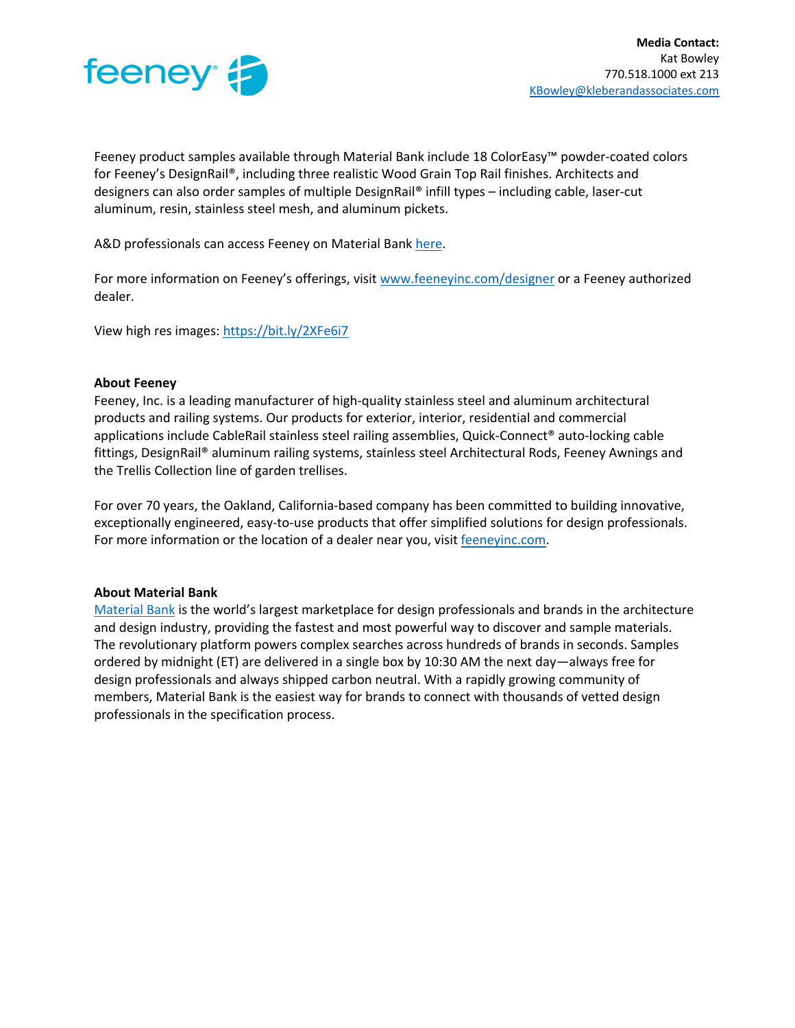**Media Contact:**
Kat Bowley
770.518.1000 ext 213
KBowley@kleberandassociates.com

Feeney product samples available through Material Bank include 18 ColorEasy™ powder-coated colors for Feeney's DesignRail®, including three realistic Wood Grain Top Rail finishes. Architects and designers can also order samples of multiple DesignRail® infill types – including cable, laser-cut aluminum, resin, stainless steel mesh, and aluminum pickets.

A&D professionals can access Feeney on Material Bank here.

For more information on Feeney's offerings, visit www.feeneyinc.com/designer or a Feeney authorized dealer.

View high res images: https://bit.ly/2XFe6i7

**About Feeney**

Feeney, Inc. is a leading manufacturer of high-quality stainless steel and aluminum architectural products and railing systems. Our products for exterior, interior, residential and commercial applications include CableRail stainless steel railing assemblies, Quick-Connect® auto-locking cable fittings, DesignRail® aluminum railing systems, stainless steel Architectural Rods, Feeney Awnings and the Trellis Collection line of garden trellises.

For over 70 years, the Oakland, California-based company has been committed to building innovative, exceptionally engineered, easy-to-use products that offer simplified solutions for design professionals. For more information or the location of a dealer near you, visit feeneyinc.com.

**About Material Bank**

Material Bank is the world's largest marketplace for design professionals and brands in the architecture and design industry, providing the fastest and most powerful way to discover and sample materials. The revolutionary platform powers complex searches across hundreds of brands in seconds. Samples ordered by midnight (ET) are delivered in a single box by 10:30 AM the next day—always free for design professionals and always shipped carbon neutral. With a rapidly growing community of members, Material Bank is the easiest way for brands to connect with thousands of vetted design professionals in the specification process.